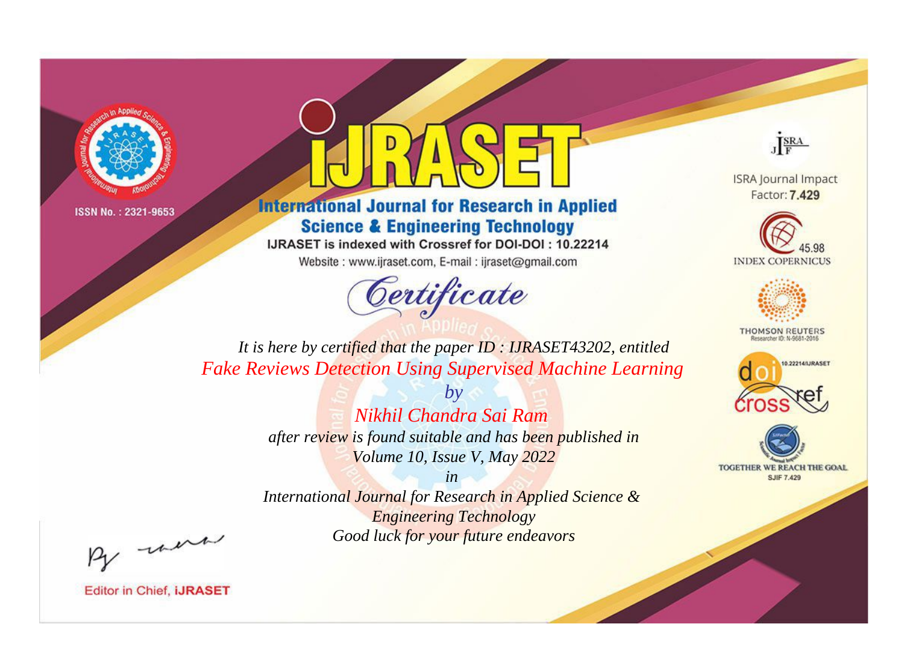ISSN No. : 2321-9653

# iJRASET

## International Journal for Research in Applied Science & Engineering Technology

IJRASET is indexed with Crossref for DOI-DOI : 10.22214

Website : www.ijraset.com, E-mail : ijraset@gmail.com

ISRA Journal Impact Factor: **7.429**

45.98 INDEX COPERNICUS

THOMSON REUTERS Researcher ID: N-9681-2016

10.22214/IJRASET

TOGETHER WE REACH THE GOAL SJIF 7.429

# *Certificate*

*It is here by certified that the paper ID : IJRASET43202, entitled*

*Fake Reviews Detection Using Supervised Machine Learning*

*by*

*Nikhil Chandra Sai Ram*

*after review is found suitable and has been published in*

*Volume 10, Issue V, May 2022*

*in*

*International Journal for Research in Applied Science & Engineering Technology*

*Good luck for your future endeavors*

Editor in Chief, **iJRASET**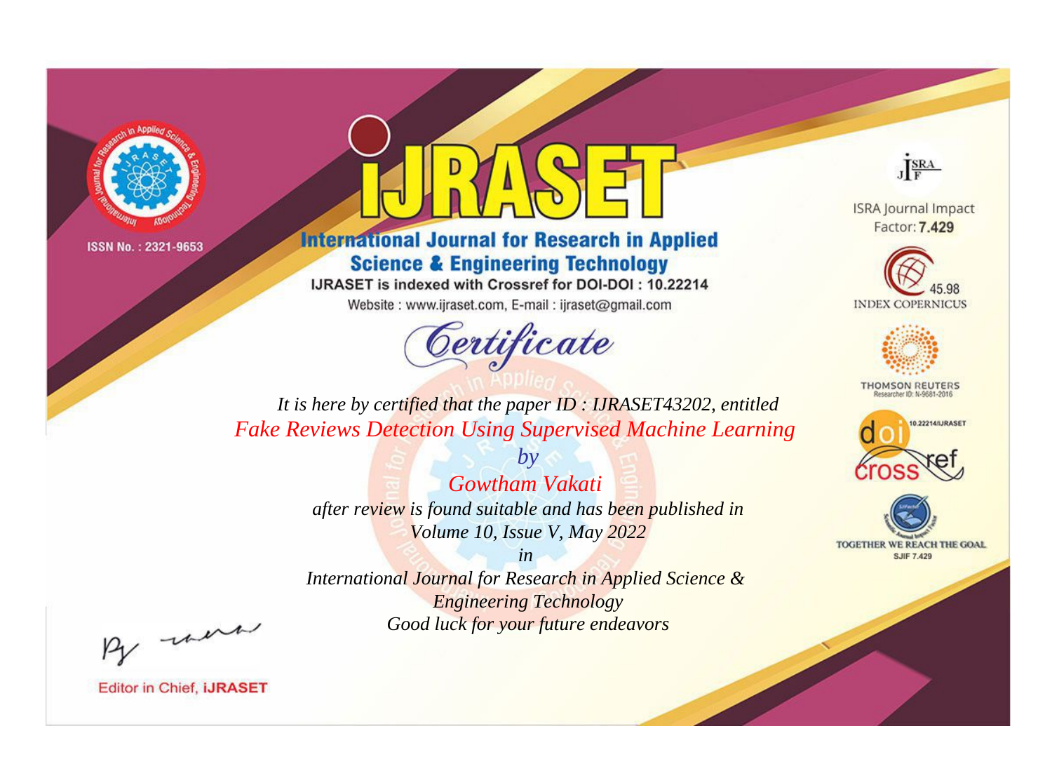ISSN No. : 2321-9653

# iJRASET

## International Journal for Research in Applied Science & Engineering Technology

IJRASET is indexed with Crossref for DOI-DOI : 10.22214

Website : www.ijraset.com, E-mail : ijraset@gmail.com

ISRA Journal Impact Factor: **7.429**

45.98 INDEX COPERNICUS

THOMSON REUTERS Researcher ID: N-9681-2016

10.22214/IJRASET

TOGETHER WE REACH THE GOAL SJIF 7.429

# *Certificate*

*It is here by certified that the paper ID : IJRASET43202, entitled*

*Fake Reviews Detection Using Supervised Machine Learning*

*by*

*Gowtham Vakati*

*after review is found suitable and has been published in*

*Volume 10, Issue V, May 2022*

*in*

*International Journal for Research in Applied Science & Engineering Technology*

*Good luck for your future endeavors*

Editor in Chief, **iJRASET**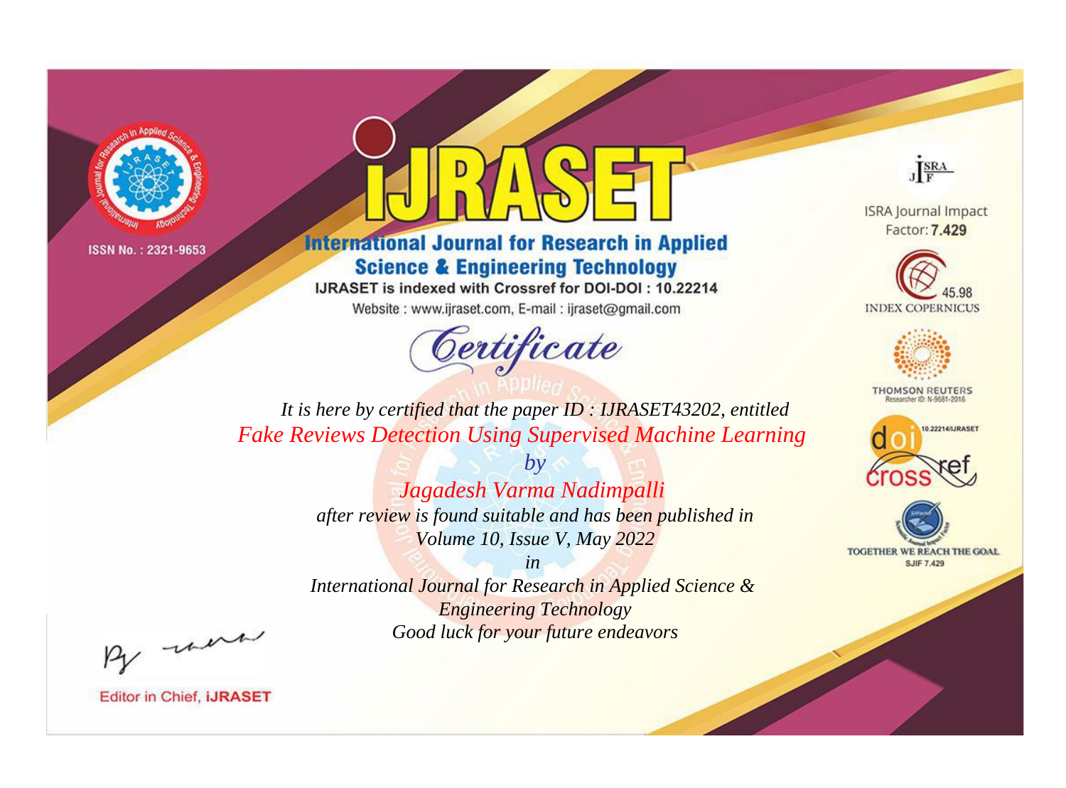ISSN No. : 2321-9653

# IJRASET

## International Journal for Research in Applied Science & Engineering Technology

IJRASET is indexed with Crossref for DOI-DOI : 10.22214

Website : www.ijraset.com, E-mail : ijraset@gmail.com

ISRA Journal Impact Factor: **7.429**

45.98 INDEX COPERNICUS

THOMSON REUTERS Researcher ID: N-9681-2016

10.22214/IJRASET

TOGETHER WE REACH THE GOAL SJIF 7.429

# *Certificate*

*It is here by certified that the paper ID : IJRASET43202, entitled*

*Fake Reviews Detection Using Supervised Machine Learning*

*by*

*Jagadesh Varma Nadimpalli*

*after review is found suitable and has been published in*

*Volume 10, Issue V, May 2022*

*in*

*International Journal for Research in Applied Science & Engineering Technology*

*Good luck for your future endeavors*

Editor in Chief, **iJRASET**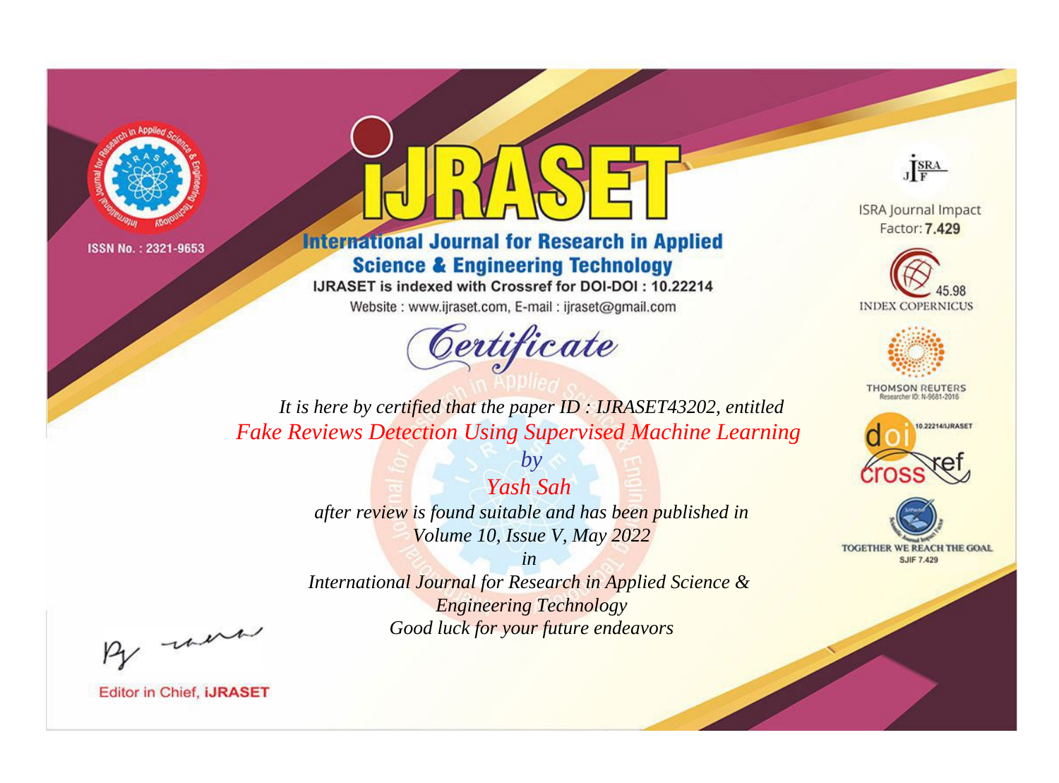ISSN No. : 2321-9653

# iJRASET

## International Journal for Research in Applied Science & Engineering Technology

IJRASET is indexed with Crossref for DOI-DOI : 10.22214

Website : www.ijraset.com, E-mail : ijraset@gmail.com

ISRA Journal Impact Factor: **7.429**

45.98 INDEX COPERNICUS

THOMSON REUTERS Researcher ID: N-9681-2016

10.22214/IJRASET

TOGETHER WE REACH THE GOAL SJIF 7.429

# *Certificate*

*It is here by certified that the paper ID : IJRASET43202, entitled*

*Fake Reviews Detection Using Supervised Machine Learning*

*by*

*Yash Sah*

*after review is found suitable and has been published in*

*Volume 10, Issue V, May 2022*

*in*

*International Journal for Research in Applied Science & Engineering Technology*

*Good luck for your future endeavors*

Editor in Chief, **iJRASET**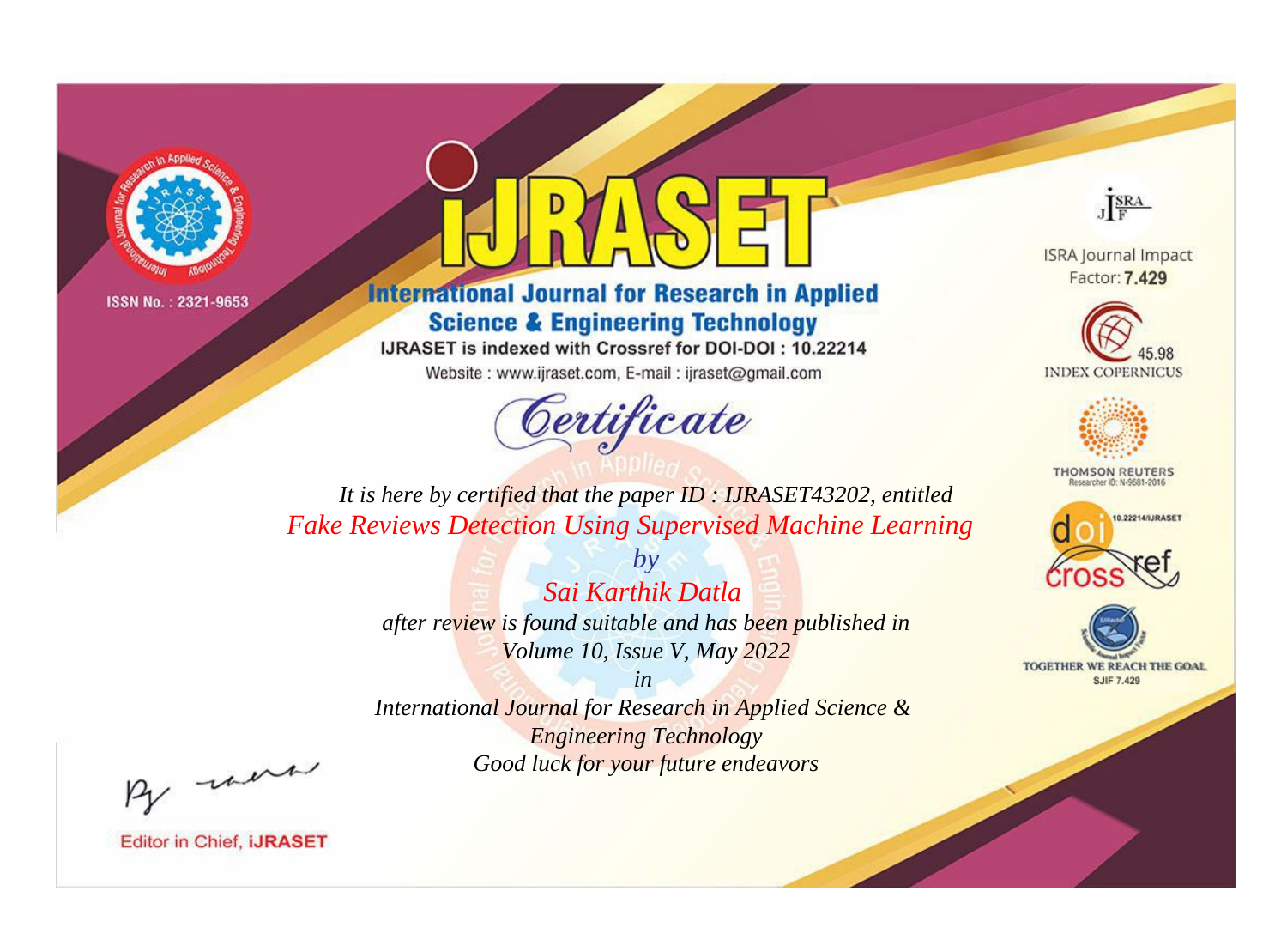ISSN No. : 2321-9653

# iJRASET

## International Journal for Research in Applied Science & Engineering Technology

IJRASET is indexed with Crossref for DOI-DOI : 10.22214

Website : www.ijraset.com, E-mail : ijraset@gmail.com

*Certificate*

*It is here by certified that the paper ID : IJRASET43202, entitled*

*Fake Reviews Detection Using Supervised Machine Learning*

*by*

*Sai Karthik Datla*

*after review is found suitable and has been published in*

*Volume 10, Issue V, May 2022*

*in*

*International Journal for Research in Applied Science & Engineering Technology*

*Good luck for your future endeavors*

ISRA Journal Impact Factor: **7.429**

45.98 INDEX COPERNICUS

THOMSON REUTERS Researcher ID: N-9681-2016

10.22214/IJRASET crossref

TOGETHER WE REACH THE GOAL SJIF 7.429

Editor in Chief, **iJRASET**